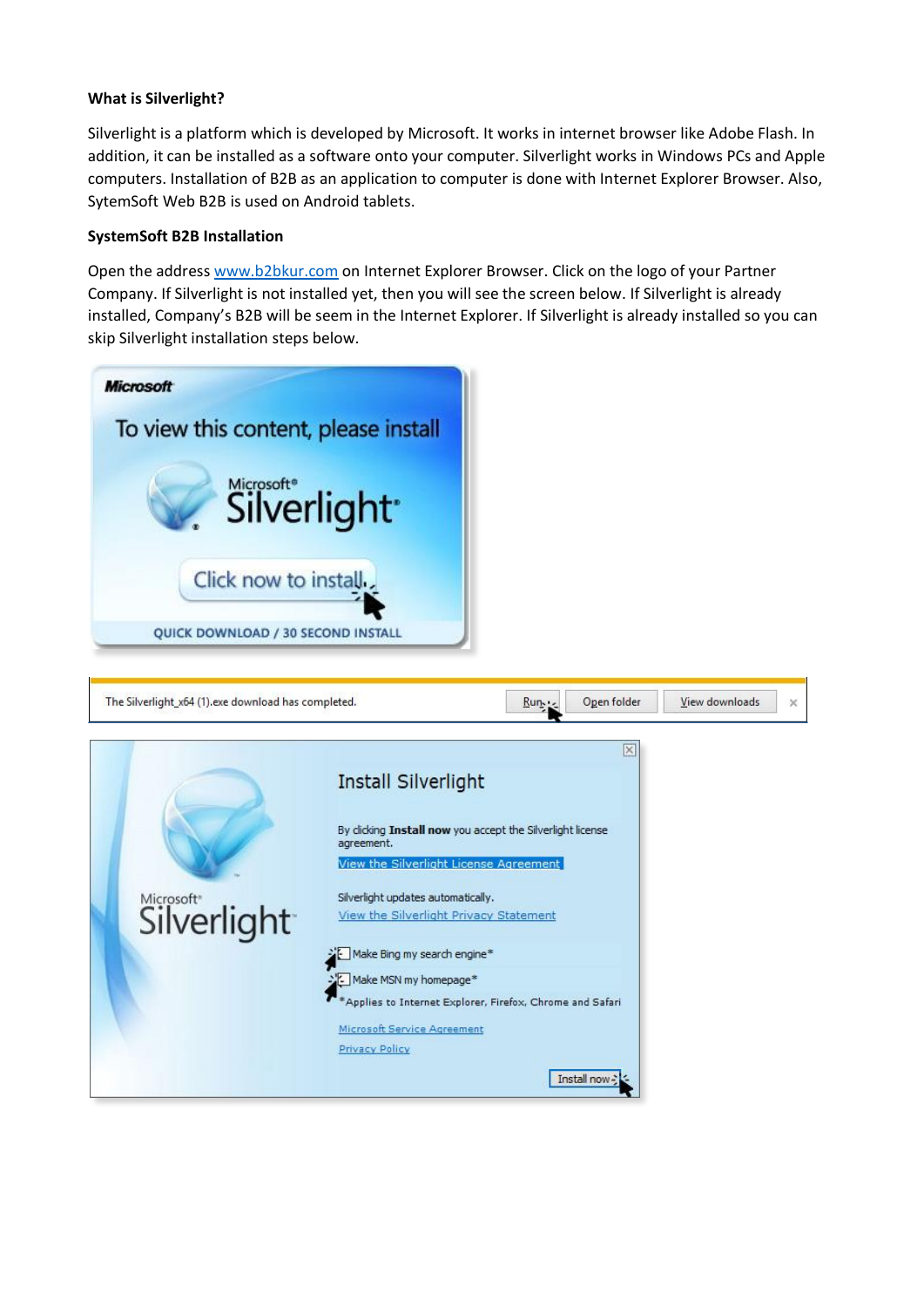**What is Silverlight?**

Silverlight is a platform which is developed by Microsoft. It works in internet browser like Adobe Flash. In addition, it can be installed as a software onto your computer. Silverlight works in Windows PCs and Apple computers. Installation of B2B as an application to computer is done with Internet Explorer Browser. Also, SytemSoft Web B2B is used on Android tablets.

**SystemSoft B2B Installation**

Open the address [www.b2bkur.com](www.b2bkur.com) on Internet Explorer Browser. Click on the logo of your Partner Company. If Silverlight is not installed yet, then you will see the screen below. If Silverlight is already installed, Company's B2B will be seem in the Internet Explorer. If Silverlight is already installed so you can skip Silverlight installation steps below.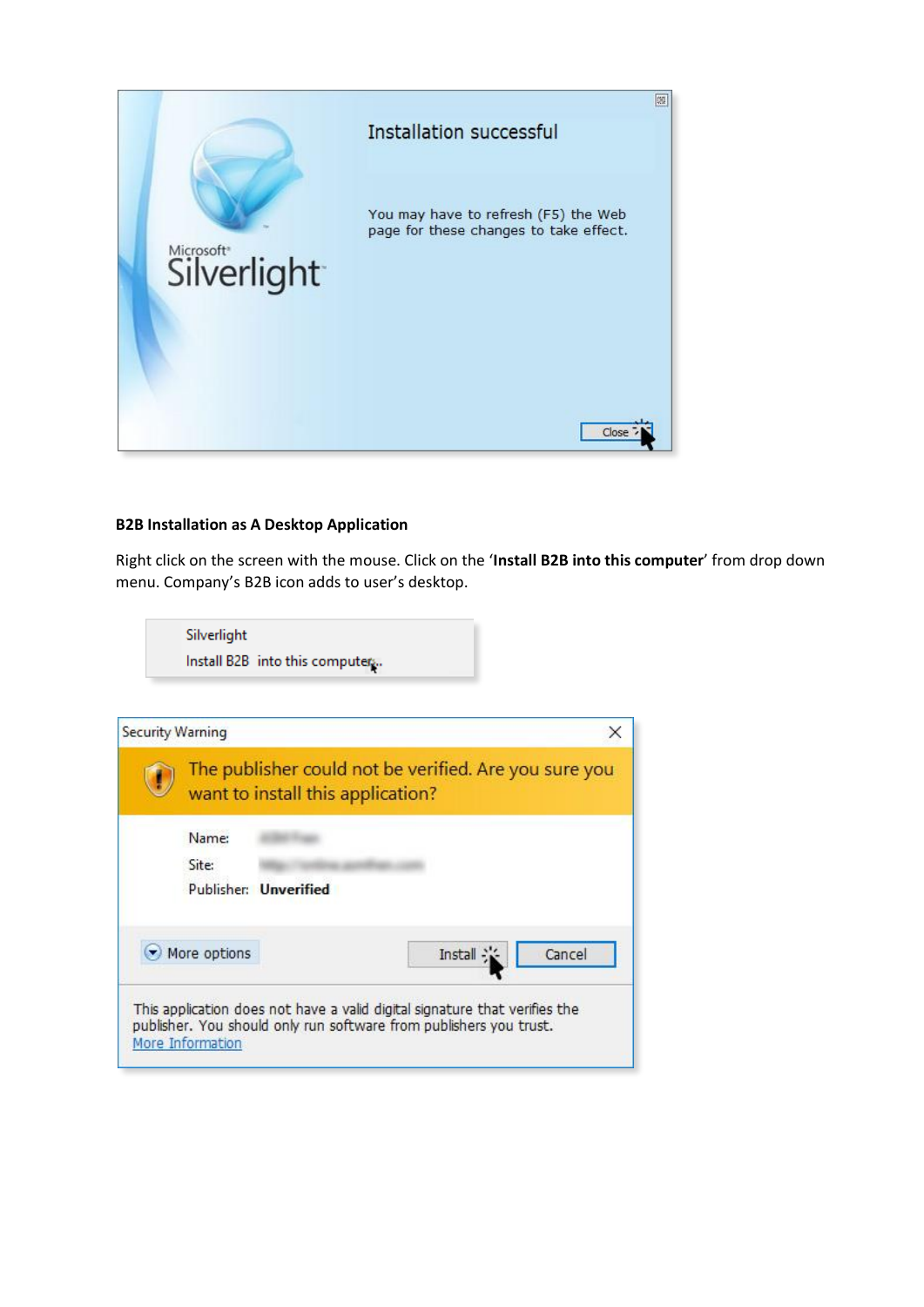**B2B Installation as A Desktop Application**

Right click on the screen with the mouse. Click on the '**Install B2B into this computer**' from drop down menu. Company's B2B icon adds to user's desktop.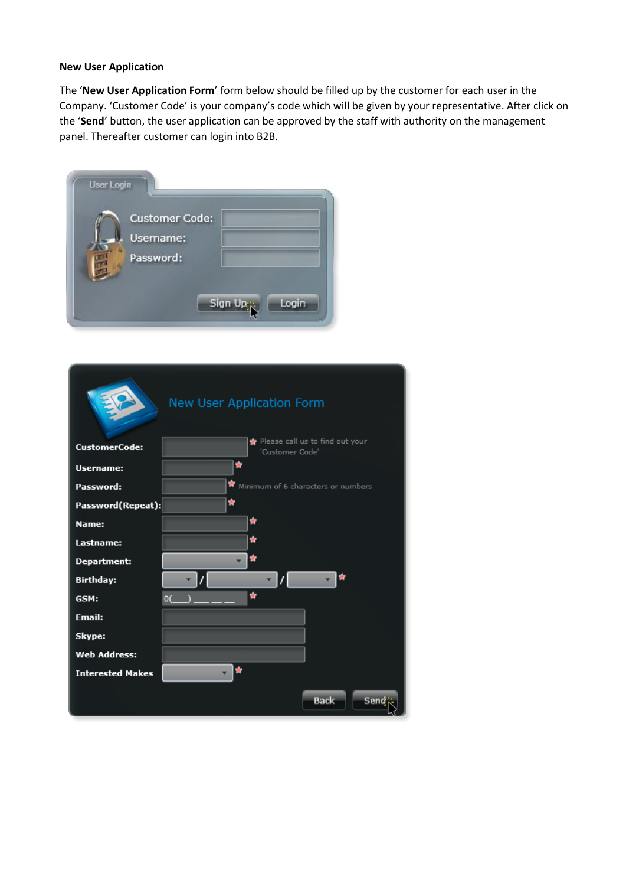**New User Application**

The '**New User Application Form**' form below should be filled up by the customer for each user in the Company. 'Customer Code' is your company's code which will be given by your representative. After click on the '**Send**' button, the user application can be approved by the staff with authority on the management panel. Thereafter customer can login into B2B.